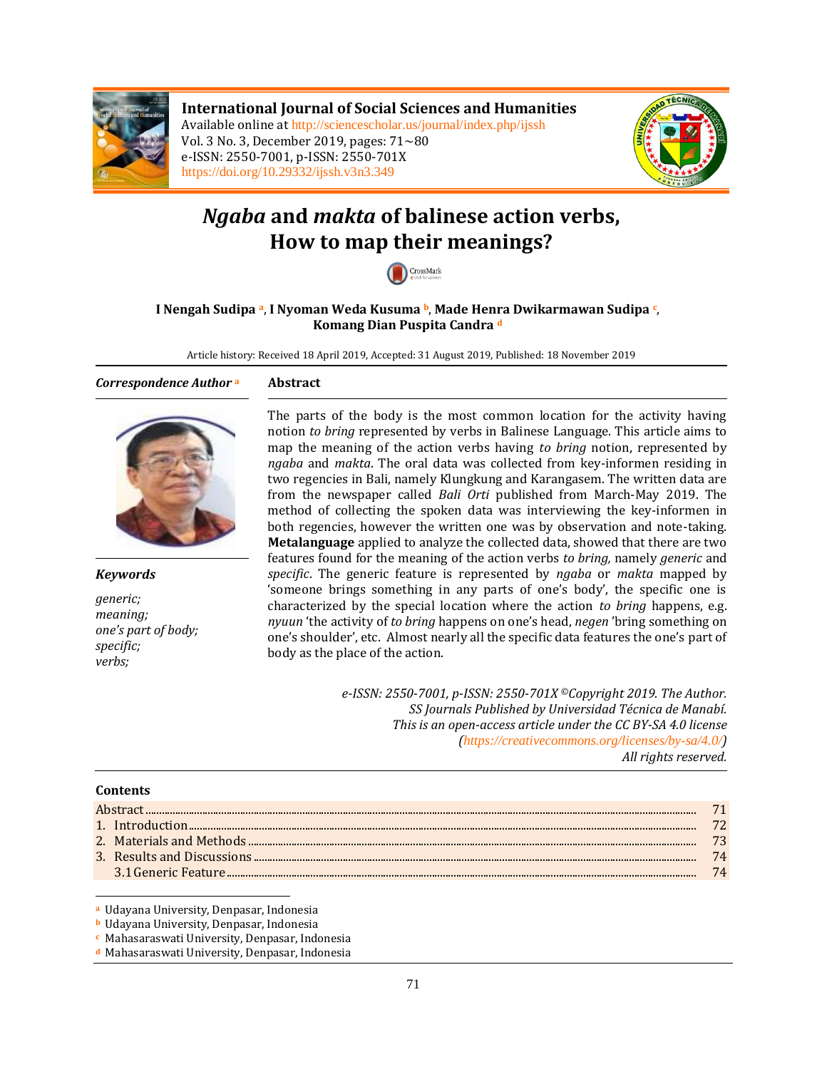**International Journal of Social Sciences and Humanities**
Available online at http://sciencescholar.us/journal/index.php/ijssh
Vol. 3 No. 3, December 2019, pages: 71~80
e-ISSN: 2550-7001, p-ISSN: 2550-701X
https://doi.org/10.29332/ijssh.v3n3.349

# *Ngaba* and *makta* of balinese action verbs, How to map their meanings?

**I Nengah Sudipa [a], I Nyoman Weda Kusuma [b], Made Henra Dwikarmawan Sudipa [c], Komang Dian Puspita Candra [d]**

Article history: Received 18 April 2019, Accepted: 31 August 2019, Published: 18 November 2019

***Correspondence Author*** [a]

### Abstract

The parts of the body is the most common location for the activity having notion *to bring* represented by verbs in Balinese Language. This article aims to map the meaning of the action verbs having *to bring* notion, represented by *ngaba* and *makta*. The oral data was collected from key-informen residing in two regencies in Bali, namely Klungkung and Karangasem. The written data are from the newspaper called *Bali Orti* published from March-May 2019. The method of collecting the spoken data was interviewing the key-informen in both regencies, however the written one was by observation and note-taking. **Metalanguage** applied to analyze the collected data, showed that there are two features found for the meaning of the action verbs *to bring,* namely *generic* and *specific*. The generic feature is represented by *ngaba* or *makta* mapped by 'someone brings something in any parts of one's body', the specific one is characterized by the special location where the action *to bring* happens, e.g. *nyuun* 'the activity of *to bring* happens on one's head, *negen* 'bring something on one's shoulder', etc. Almost nearly all the specific data features the one's part of body as the place of the action.

***Keywords***

*generic;*
*meaning;*
*one's part of body;*
*specific;*
*verbs;*

*e-ISSN: 2550-7001, p-ISSN: 2550-701X ©Copyright 2019. The Author.*
*SS Journals Published by Universidad Técnica de Manabí.*
*This is an open-access article under the CC BY-SA 4.0 license*
*(https://creativecommons.org/licenses/by-sa/4.0/)*
*All rights reserved.*

**Contents**

| | |
|---|---|
| Abstract | 71 |
| 1. Introduction | 72 |
| 2. Materials and Methods | 73 |
| 3. Results and Discussions | 74 |
| 3.1 Generic Feature | 74 |

[a] Udayana University, Denpasar, Indonesia
[b] Udayana University, Denpasar, Indonesia
[c] Mahasaraswati University, Denpasar, Indonesia
[d] Mahasaraswati University, Denpasar, Indonesia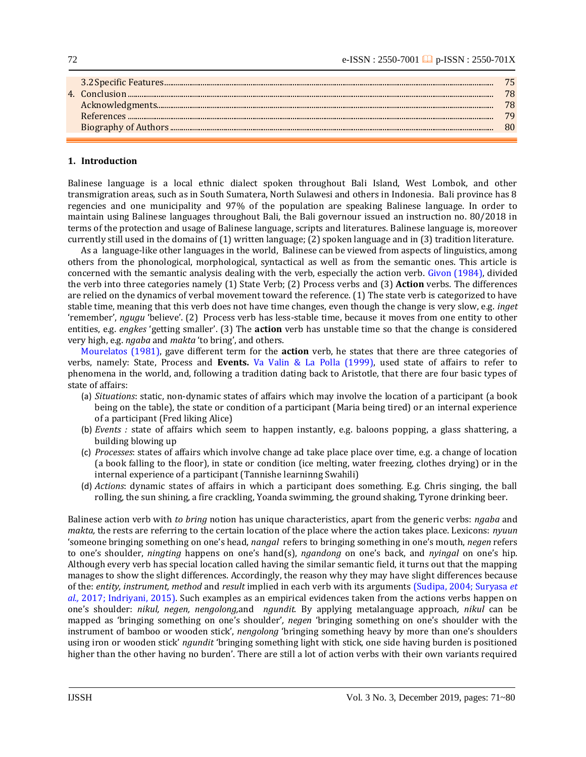| | |
|---|---|
| 3.2 Specific Features | 75 |
| 4. Conclusion | 78 |
| Acknowledgments | 78 |
| References | 79 |
| Biography of Authors | 80 |

## 1. Introduction

Balinese language is a local ethnic dialect spoken throughout Bali Island, West Lombok, and other transmigration areas, such as in South Sumatera, North Sulawesi and others in Indonesia. Bali province has 8 regencies and one municipality and 97% of the population are speaking Balinese language. In order to maintain using Balinese languages throughout Bali, the Bali governour issued an instruction no. 80/2018 in terms of the protection and usage of Balinese language, scripts and literatures. Balinese language is, moreover currently still used in the domains of (1) written language; (2) spoken language and in (3) tradition literature.

As a language-like other languages in the world, Balinese can be viewed from aspects of linguistics, among others from the phonological, morphological, syntactical as well as from the semantic ones. This article is concerned with the semantic analysis dealing with the verb, especially the action verb. Givon (1984), divided the verb into three categories namely (1) State Verb; (2) Process verbs and (3) **Action** verbs. The differences are relied on the dynamics of verbal movement toward the reference. (1) The state verb is categorized to have stable time, meaning that this verb does not have time changes, even though the change is very slow, e.g. *inget* 'remember', *ngugu* 'believe'. (2) Process verb has less-stable time, because it moves from one entity to other entities, e.g. *engkes* 'getting smaller'. (3) The **action** verb has unstable time so that the change is considered very high, e.g. *ngaba* and *makta* 'to bring', and others.

Mourelatos (1981), gave different term for the **action** verb, he states that there are three categories of verbs, namely: State, Process and **Events.** Va Valin & La Polla (1999), used state of affairs to refer to phenomena in the world, and, following a tradition dating back to Aristotle, that there are four basic types of state of affairs:

(a) *Situations*: static, non-dynamic states of affairs which may involve the location of a participant (a book being on the table), the state or condition of a participant (Maria being tired) or an internal experience of a participant (Fred liking Alice)
(b) *Events :* state of affairs which seem to happen instantly, e.g. baloons popping, a glass shattering, a building blowing up
(c) *Processes*: states of affairs which involve change ad take place place over time, e.g. a change of location (a book falling to the floor), in state or condition (ice melting, water freezing, clothes drying) or in the internal experience of a participant (Tannishe learninng Swahili)
(d) *Actions*: dynamic states of affairs in which a participant does something. E.g. Chris singing, the ball rolling, the sun shining, a fire crackling, Yoanda swimming, the ground shaking, Tyrone drinking beer.

Balinese action verb with *to bring* notion has unique characteristics, apart from the generic verbs: *ngaba* and *makta,* the rests are referring to the certain location of the place where the action takes place. Lexicons: *nyuun* 'someone bringing something on one's head, *nangal* refers to bringing something in one's mouth, *negen* refers to one's shoulder, *ningting* happens on one's hand(s), *ngandong* on one's back, and *nyingal* on one's hip. Although every verb has special location called having the similar semantic field, it turns out that the mapping manages to show the slight differences. Accordingly, the reason why they may have slight differences because of the: *entity, instrument, method* and *result* implied in each verb with its arguments (Sudipa, 2004; Suryasa *et al.,* 2017; Indriyani, 2015). Such examples as an empirical evidences taken from the actions verbs happen on one's shoulder: *nikul, negen, nengolong,*and *ngundit.* By applying metalanguage approach*, nikul* can be mapped as 'bringing something on one's shoulder'*, negen* 'bringing something on one's shoulder with the instrument of bamboo or wooden stick', *nengolong* 'bringing something heavy by more than one's shoulders using iron or wooden stick' *ngundit* 'bringing something light with stick, one side having burden is positioned higher than the other having no burden'. There are still a lot of action verbs with their own variants required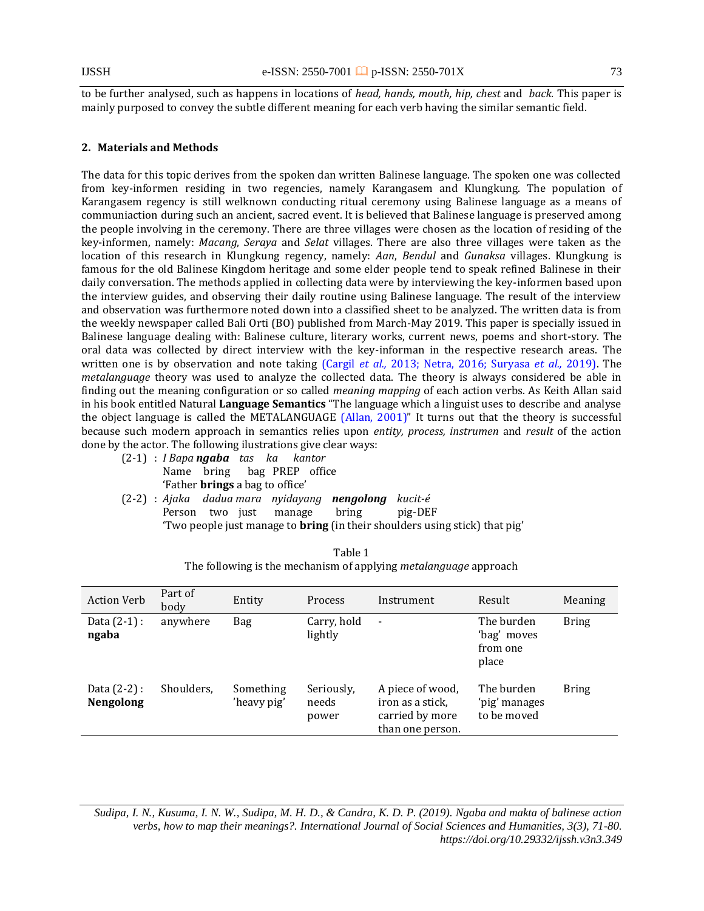to be further analysed, such as happens in locations of *head, hands, mouth, hip, chest* and *back.* This paper is mainly purposed to convey the subtle different meaning for each verb having the similar semantic field.

## 2. Materials and Methods

The data for this topic derives from the spoken dan written Balinese language. The spoken one was collected from key-informen residing in two regencies, namely Karangasem and Klungkung. The population of Karangasem regency is still welknown conducting ritual ceremony using Balinese language as a means of communiaction during such an ancient, sacred event. It is believed that Balinese language is preserved among the people involving in the ceremony. There are three villages were chosen as the location of residing of the key-informen, namely: *Macang*, *Seraya* and *Selat* villages. There are also three villages were taken as the location of this research in Klungkung regency, namely: *Aan*, *Bendul* and *Gunaksa* villages. Klungkung is famous for the old Balinese Kingdom heritage and some elder people tend to speak refined Balinese in their daily conversation. The methods applied in collecting data were by interviewing the key-informen based upon the interview guides, and observing their daily routine using Balinese language. The result of the interview and observation was furthermore noted down into a classified sheet to be analyzed. The written data is from the weekly newspaper called Bali Orti (BO) published from March-May 2019. This paper is specially issued in Balinese language dealing with: Balinese culture, literary works, current news, poems and short-story. The oral data was collected by direct interview with the key-informan in the respective research areas. The written one is by observation and note taking (Cargil *et al.,* 2013; Netra, 2016; Suryasa *et al.,* 2019). The *metalanguage* theory was used to analyze the collected data. The theory is always considered be able in finding out the meaning configuration or so called *meaning mapping* of each action verbs. As Keith Allan said in his book entitled Natural **Language Semantics** "The language which a linguist uses to describe and analyse the object language is called the METALANGUAGE (Allan, 2001)" It turns out that the theory is successful because such modern approach in semantics relies upon *entity, process, instrumen* and *result* of the action done by the actor. The following illustrations give clear ways:

(2-1) : *I Bapa* ***ngaba*** *tas ka kantor*
Name bring bag PREP office
'Father **brings** a bag to office'

(2-2) : *Ajaka dadua mara nyidayang* ***nengolong*** *kucit-é*
Person two just manage bring pig-DEF
'Two people just manage to **bring** (in their shoulders using stick) that pig'

Table 1
The following is the mechanism of applying *metalanguage* approach

| Action Verb | Part of body | Entity | Process | Instrument | Result | Meaning |
|---|---|---|---|---|---|---|
| Data (2-1) : **ngaba** | anywhere | Bag | Carry, hold lightly | - | The burden 'bag' moves from one place | Bring |
| Data (2-2) : **Nengolong** | Shoulders, | Something 'heavy pig' | Seriously, needs power | A piece of wood, iron as a stick, carried by more than one person. | The burden 'pig' manages to be moved | Bring |

*Sudipa, I. N., Kusuma, I. N. W., Sudipa, M. H. D., & Candra, K. D. P. (2019). Ngaba and makta of balinese action verbs, how to map their meanings?. International Journal of Social Sciences and Humanities, 3(3), 71-80. https://doi.org/10.29332/ijssh.v3n3.349*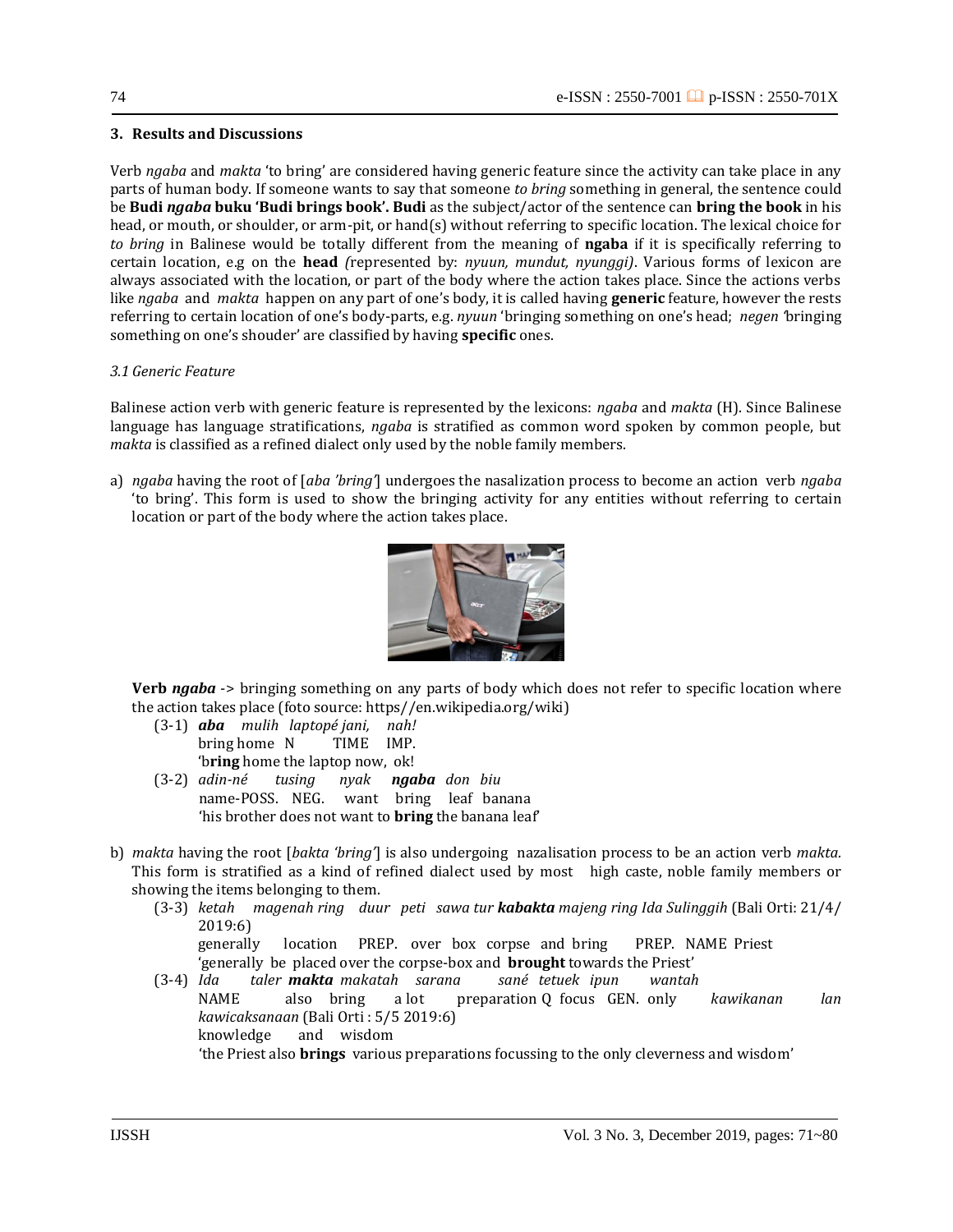## 3. Results and Discussions

Verb *ngaba* and *makta* 'to bring' are considered having generic feature since the activity can take place in any parts of human body. If someone wants to say that someone *to bring* something in general, the sentence could be **Budi *ngaba* buku 'Budi brings book'. Budi** as the subject/actor of the sentence can **bring the book** in his head, or mouth, or shoulder, or arm-pit, or hand(s) without referring to specific location. The lexical choice for *to bring* in Balinese would be totally different from the meaning of **ngaba** if it is specifically referring to certain location, e.g on the **head** *(*represented by: *nyuun, mundut, nyunggi)*. Various forms of lexicon are always associated with the location, or part of the body where the action takes place. Since the actions verbs like *ngaba* and *makta* happen on any part of one's body, it is called having **generic** feature, however the rests referring to certain location of one's body-parts, e.g. *nyuun* 'bringing something on one's head; *negen* 'bringing something on one's shouder' are classified by having **specific** ones.

### *3.1 Generic Feature*

Balinese action verb with generic feature is represented by the lexicons: *ngaba* and *makta* (H). Since Balinese language has language stratifications, *ngaba* is stratified as common word spoken by common people, but *makta* is classified as a refined dialect only used by the noble family members.

a) *ngaba* having the root of [*aba 'bring'*] undergoes the nasalization process to become an action verb *ngaba* 'to bring'. This form is used to show the bringing activity for any entities without referring to certain location or part of the body where the action takes place.

**Verb *ngaba*** -> bringing something on any parts of body which does not refer to specific location where the action takes place (foto source: https//en.wikipedia.org/wiki)

(3-1) ***aba*** *mulih laptopé jani, nah!*
bring home N TIME IMP.
'b**ring** home the laptop now, ok!

(3-2) *adin-né tusing nyak* ***ngaba*** *don biu*
name-POSS. NEG. want bring leaf banana
'his brother does not want to **bring** the banana leaf'

b) *makta* having the root [*bakta 'bring'*] is also undergoing nazalisation process to be an action verb *makta.* This form is stratified as a kind of refined dialect used by most high caste, noble family members or showing the items belonging to them.

(3-3) *ketah magenah ring duur peti sawa tur* ***kabakta*** *majeng ring Ida Sulinggih* (Bali Orti: 21/4/ 2019:6)
generally location PREP. over box corpse and bring PREP. NAME Priest
'generally be placed over the corpse-box and **brought** towards the Priest'

(3-4) *Ida taler* ***makta*** *makatah sarana sané tetuek ipun wantah kawikanan lan kawicaksanaan* (Bali Orti : 5/5 2019:6)
NAME also bring a lot preparation Q focus GEN. only knowledge and wisdom
'the Priest also **brings** various preparations focussing to the only cleverness and wisdom'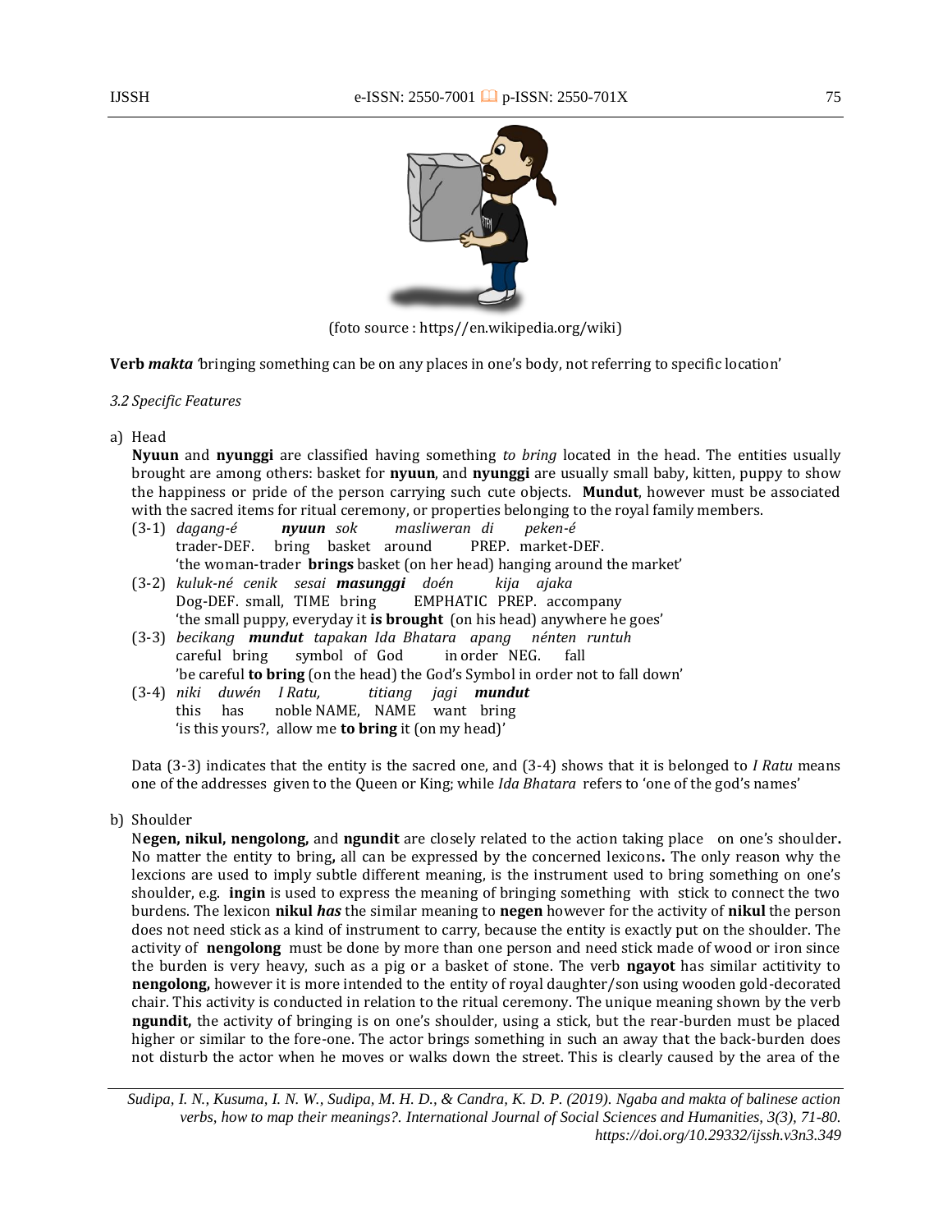(foto source : https//en.wikipedia.org/wiki)

**Verb *makta* '**bringing something can be on any places in one's body, not referring to specific location'

*3.2 Specific Features*

a) Head

**Nyuun** and **nyunggi** are classified having something *to bring* located in the head. The entities usually brought are among others: basket for **nyuun**, and **nyunggi** are usually small baby, kitten, puppy to show the happiness or pride of the person carrying such cute objects. **Mundut**, however must be associated with the sacred items for ritual ceremony, or properties belonging to the royal family members.

(3-1) *dagang-é* ***nyuun*** *sok masliweran di peken-é*
trader-DEF. bring basket around PREP. market-DEF.
'the woman-trader **brings** basket (on her head) hanging around the market'

(3-2) *kuluk-né cenik sesai* ***masunggi*** *doén kija ajaka*
Dog-DEF. small, TIME bring EMPHATIC PREP. accompany
'the small puppy, everyday it **is brought** (on his head) anywhere he goes'

(3-3) *becikang* ***mundut*** *tapakan Ida Bhatara apang nénten runtuh*
careful bring symbol of God in order NEG. fall
'be careful **to bring** (on the head) the God's Symbol in order not to fall down'

(3-4) *niki duwén I Ratu, titiang jagi* ***mundut***
this has noble NAME, NAME want bring
'is this yours?, allow me **to bring** it (on my head)'

Data (3-3) indicates that the entity is the sacred one, and (3-4) shows that it is belonged to *I Ratu* means one of the addresses given to the Queen or King; while *Ida Bhatara* refers to 'one of the god's names'

b) Shoulder

N**egen, nikul, nengolong,** and **ngundit** are closely related to the action taking place on one's shoulder**.** No matter the entity to bring**,** all can be expressed by the concerned lexicons**.** The only reason why the lexcions are used to imply subtle different meaning, is the instrument used to bring something on one's shoulder, e.g. **ingin** is used to express the meaning of bringing something with stick to connect the two burdens. The lexicon **nikul** ***has*** the similar meaning to **negen** however for the activity of **nikul** the person does not need stick as a kind of instrument to carry, because the entity is exactly put on the shoulder. The activity of **nengolong** must be done by more than one person and need stick made of wood or iron since the burden is very heavy, such as a pig or a basket of stone. The verb **ngayot** has similar actitivity to **nengolong,** however it is more intended to the entity of royal daughter/son using wooden gold-decorated chair. This activity is conducted in relation to the ritual ceremony. The unique meaning shown by the verb **ngundit,** the activity of bringing is on one's shoulder, using a stick, but the rear-burden must be placed higher or similar to the fore-one. The actor brings something in such an away that the back-burden does not disturb the actor when he moves or walks down the street. This is clearly caused by the area of the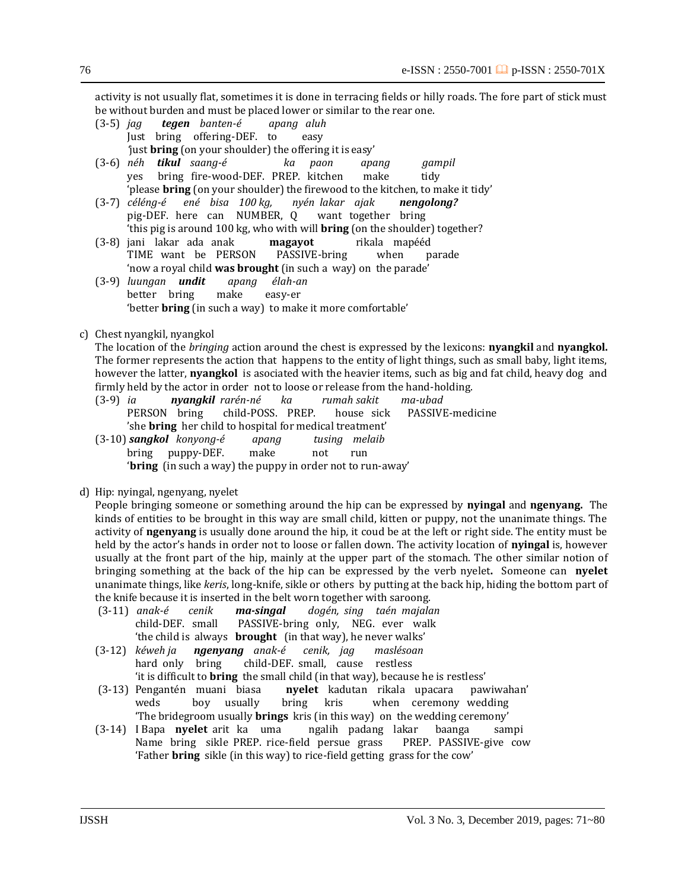activity is not usually flat, sometimes it is done in terracing fields or hilly roads. The fore part of stick must be without burden and must be placed lower or similar to the rear one.

(3-5) *jag* ***tegen*** *banten-é* *apang aluh*
Just bring offering-DEF. to easy
'just **bring** (on your shoulder) the offering it is easy'

(3-6) *néh* ***tikul*** *saang-é* *ka paon* *apang* *gampil*
yes bring fire-wood-DEF. PREP. kitchen make tidy
'please **bring** (on your shoulder) the firewood to the kitchen, to make it tidy'

(3-7) *céléng-é* *ené bisa 100 kg,* *nyén lakar ajak* ***nengolong?***
pig-DEF. here can NUMBER, Q want together bring
'this pig is around 100 kg, who with will **bring** (on the shoulder) together?

(3-8) jani lakar ada anak **magayot** rikala mapééd
TIME want be PERSON PASSIVE-bring when parade
'now a royal child **was brought** (in such a way) on the parade'

(3-9) *luungan* ***undit*** *apang* *élah-an*
better bring make easy-er
'better **bring** (in such a way) to make it more comfortable'

c) Chest nyangkil, nyangkol

The location of the *bringing* action around the chest is expressed by the lexicons: **nyangkil** and **nyangkol.** The former represents the action that happens to the entity of light things, such as small baby, light items, however the latter, **nyangkol** is asociated with the heavier items, such as big and fat child, heavy dog and firmly held by the actor in order not to loose or release from the hand-holding.

(3-9) *ia* ***nyangkil*** *rarén-né* *ka* *rumah sakit* *ma-ubad*
PERSON bring child-POSS. PREP. house sick PASSIVE-medicine
'she **bring** her child to hospital for medical treatment'

(3-10) ***sangkol*** *konyong-é* *apang* *tusing melaib*
bring puppy-DEF. make not run
'**bring** (in such a way) the puppy in order not to run-away'

d) Hip: nyingal, ngenyang, nyelet

People bringing someone or something around the hip can be expressed by **nyingal** and **ngenyang.** The kinds of entities to be brought in this way are small child, kitten or puppy, not the unanimate things. The activity of **ngenyang** is usually done around the hip, it coud be at the left or right side. The entity must be held by the actor's hands in order not to loose or fallen down. The activity location of **nyingal** is, however usually at the front part of the hip, mainly at the upper part of the stomach. The other similar notion of bringing something at the back of the hip can be expressed by the verb nyelet**.** Someone can **nyelet** unanimate things, like *keris*, long-knife, sikle or others by putting at the back hip, hiding the bottom part of the knife because it is inserted in the belt worn together with saroong.

(3-11) *anak-é* *cenik* ***ma-singal*** *dogén, sing taén majalan*
child-DEF. small PASSIVE-bring only, NEG. ever walk
'the child is always **brought** (in that way), he never walks'

(3-12) *kéweh ja* ***ngenyang*** *anak-é* *cenik, jag* *maslésoan*
hard only bring child-DEF. small, cause restless
'it is difficult to **bring** the small child (in that way), because he is restless'

(3-13) Pengantén muani biasa **nyelet** kadutan rikala upacara pawiwahan'
weds boy usually bring kris when ceremony wedding
'The bridegroom usually **brings** kris (in this way) on the wedding ceremony'

(3-14) I Bapa **nyelet** arit ka uma ngalih padang lakar baanga sampi
Name bring sikle PREP. rice-field persue grass PREP. PASSIVE-give cow
'Father **bring** sikle (in this way) to rice-field getting grass for the cow'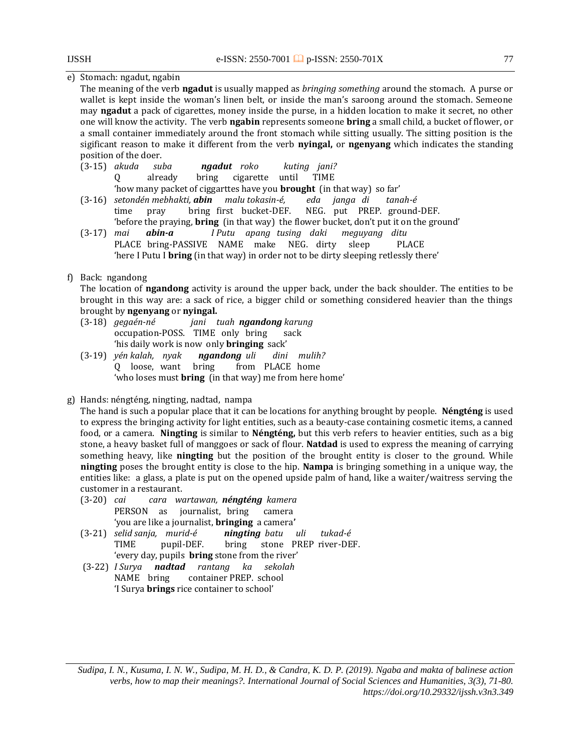e) Stomach: ngadut, ngabin

The meaning of the verb **ngadut** is usually mapped as *bringing something* around the stomach. A purse or wallet is kept inside the woman's linen belt, or inside the man's saroong around the stomach. Semeone may **ngadut** a pack of cigarettes, money inside the purse, in a hidden location to make it secret, no other one will know the activity. The verb **ngabin** represents someone **bring** a small child, a bucket of flower, or a small container immediately around the front stomach while sitting usually. The sitting position is the sigificant reason to make it different from the verb **nyingal,** or **ngenyang** which indicates the standing position of the doer.

(3-15) *akuda suba* ***ngadut*** *roko kuting jani?*
Q already bring cigarette until TIME
'how many packet of ciggarttes have you **brought** (in that way) so far'

(3-16) *setondén mebhakti,* ***abin*** *malu tokasin-é, eda janga di tanah-é*
time pray bring first bucket-DEF. NEG. put PREP. ground-DEF.
'before the praying, **bring** (in that way) the flower bucket, don't put it on the ground'

(3-17) *mai* ***abin-a*** *I Putu apang tusing daki meguyang ditu*
PLACE bring-PASSIVE NAME make NEG. dirty sleep PLACE
'here I Putu I **bring** (in that way) in order not to be dirty sleeping retlessly there'

f) Back: ngandong

The location of **ngandong** activity is around the upper back, under the back shoulder. The entities to be brought in this way are: a sack of rice, a bigger child or something considered heavier than the things brought by **ngenyang** or **nyingal.**

(3-18) *gegaén-né jani tuah* ***ngandong*** *karung*
occupation-POSS. TIME only bring sack
'his daily work is now only **bringing** sack'

(3-19) *yén kalah, nyak* ***ngandong*** *uli dini mulih?*
Q loose, want bring from PLACE home
'who loses must **bring** (in that way) me from here home'

g) Hands: néngténg, ningting, nadtad, nampa

The hand is such a popular place that it can be locations for anything brought by people. **Néngténg** is used to express the bringing activity for light entities, such as a beauty-case containing cosmetic items, a canned food, or a camera. **Ningting** is similar to **Néngténg,** but this verb refers to heavier entities, such as a big stone, a heavy basket full of manggoes or sack of flour. **Natdad** is used to express the meaning of carrying something heavy, like **ningting** but the position of the brought entity is closer to the ground. While **ningting** poses the brought entity is close to the hip. **Nampa** is bringing something in a unique way, the entities like: a glass, a plate is put on the opened upside palm of hand, like a waiter/waitress serving the customer in a restaurant.

(3-20) *cai cara wartawan,* ***néngténg*** *kamera*
PERSON as journalist, bring camera
'you are like a journalist, **bringing** a camera'

(3-21) *selid sanja, murid-é* ***ningting*** *batu uli tukad-é*
TIME pupil-DEF. bring stone PREP river-DEF.
'every day, pupils **bring** stone from the river'

(3-22) *I Surya* ***nadtad*** *rantang ka sekolah*
NAME bring container PREP. school
'I Surya **brings** rice container to school'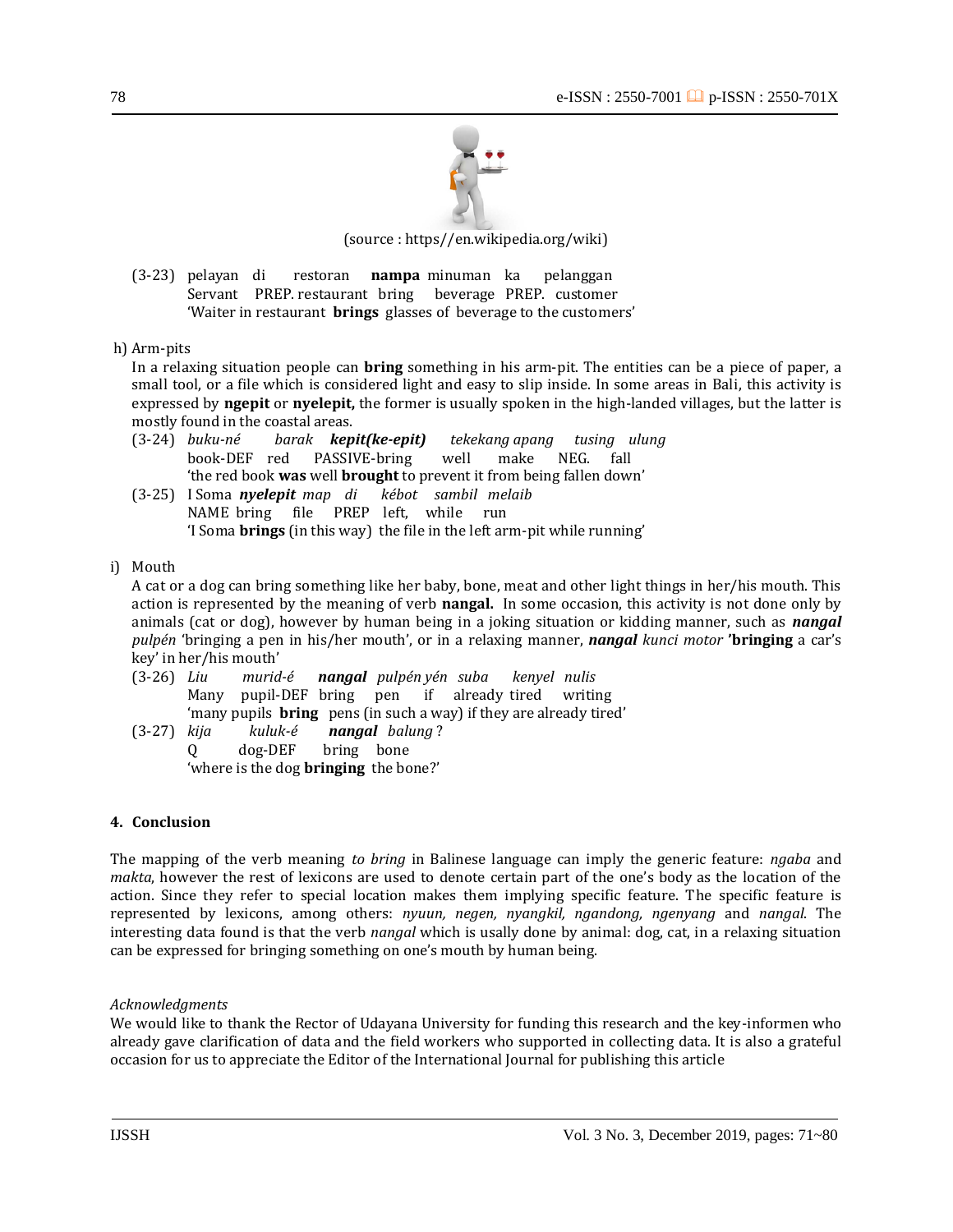(source : https//en.wikipedia.org/wiki)

(3-23) pelayan di restoran **nampa** minuman ka pelanggan
Servant PREP. restaurant bring beverage PREP. customer
'Waiter in restaurant **brings** glasses of beverage to the customers'

h) Arm-pits

In a relaxing situation people can **bring** something in his arm-pit. The entities can be a piece of paper, a small tool, or a file which is considered light and easy to slip inside. In some areas in Bali, this activity is expressed by **ngepit** or **nyelepit,** the former is usually spoken in the high-landed villages, but the latter is mostly found in the coastal areas.

(3-24) *buku-né barak* ***kepit(ke-epit)*** *tekekang apang tusing ulung*
book-DEF red PASSIVE-bring well make NEG. fall
'the red book **was** well **brought** to prevent it from being fallen down'

(3-25) I Soma ***nyelepit*** *map di kébot sambil melaib*
NAME bring file PREP left, while run
'I Soma **brings** (in this way) the file in the left arm-pit while running'

i) Mouth

A cat or a dog can bring something like her baby, bone, meat and other light things in her/his mouth. This action is represented by the meaning of verb **nangal.** In some occasion, this activity is not done only by animals (cat or dog), however by human being in a joking situation or kidding manner, such as ***nangal*** *pulpén* 'bringing a pen in his/her mouth', or in a relaxing manner, ***nangal*** *kunci motor* **'bringing** a car's key' in her/his mouth'

(3-26) *Liu murid-é* ***nangal*** *pulpén yén suba kenyel nulis*
Many pupil-DEF bring pen if already tired writing
'many pupils **bring** pens (in such a way) if they are already tired'

(3-27) *kija kuluk-é* ***nangal*** *balung* ?
Q dog-DEF bring bone
'where is the dog **bringing** the bone?'

## 4. Conclusion

The mapping of the verb meaning *to bring* in Balinese language can imply the generic feature: *ngaba* and *makta*, however the rest of lexicons are used to denote certain part of the one's body as the location of the action. Since they refer to special location makes them implying specific feature. The specific feature is represented by lexicons, among others: *nyuun, negen, nyangkil, ngandong, ngenyang* and *nangal*. The interesting data found is that the verb *nangal* which is usally done by animal: dog, cat, in a relaxing situation can be expressed for bringing something on one's mouth by human being.

*Acknowledgments*

We would like to thank the Rector of Udayana University for funding this research and the key-informen who already gave clarification of data and the field workers who supported in collecting data. It is also a grateful occasion for us to appreciate the Editor of the International Journal for publishing this article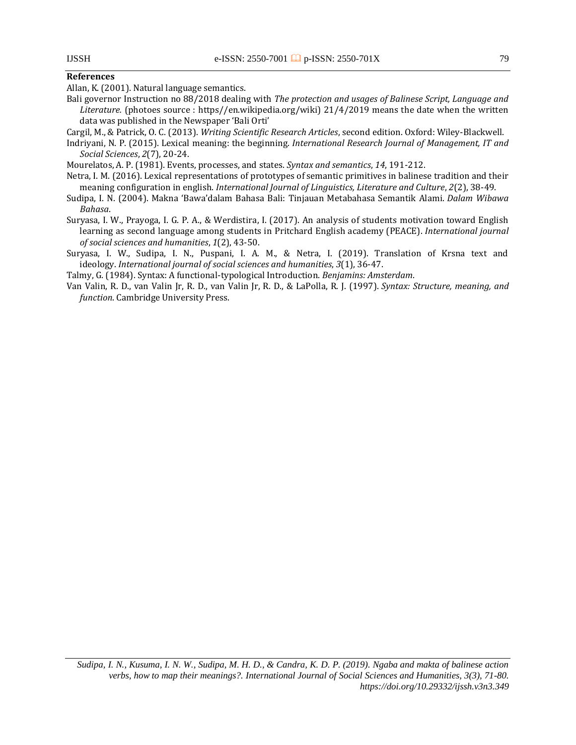**References**

Allan, K. (2001). Natural language semantics.

Bali governor Instruction no 88/2018 dealing with *The protection and usages of Balinese Script, Language and Literature.* (photoes source : https//en.wikipedia.org/wiki) 21/4/2019 means the date when the written data was published in the Newspaper 'Bali Orti'

Cargil, M., & Patrick, O. C. (2013). *Writing Scientific Research Articles*, second edition. Oxford: Wiley-Blackwell.

Indriyani, N. P. (2015). Lexical meaning: the beginning. *International Research Journal of Management, IT and Social Sciences*, *2*(7), 20-24.

Mourelatos, A. P. (1981). Events, processes, and states. *Syntax and semantics*, *14*, 191-212.

Netra, I. M. (2016). Lexical representations of prototypes of semantic primitives in balinese tradition and their meaning configuration in english. *International Journal of Linguistics, Literature and Culture*, *2*(2), 38-49.

Sudipa, I. N. (2004). Makna 'Bawa'dalam Bahasa Bali: Tinjauan Metabahasa Semantik Alami. *Dalam Wibawa Bahasa*.

Suryasa, I. W., Prayoga, I. G. P. A., & Werdistira, I. (2017). An analysis of students motivation toward English learning as second language among students in Pritchard English academy (PEACE). *International journal of social sciences and humanities*, *1*(2), 43-50.

Suryasa, I. W., Sudipa, I. N., Puspani, I. A. M., & Netra, I. (2019). Translation of Krsna text and ideology. *International journal of social sciences and humanities*, *3*(1), 36-47.

Talmy, G. (1984). Syntax: A functional-typological Introduction. *Benjamins: Amsterdam*.

Van Valin, R. D., van Valin Jr, R. D., van Valin Jr, R. D., & LaPolla, R. J. (1997). *Syntax: Structure, meaning, and function*. Cambridge University Press.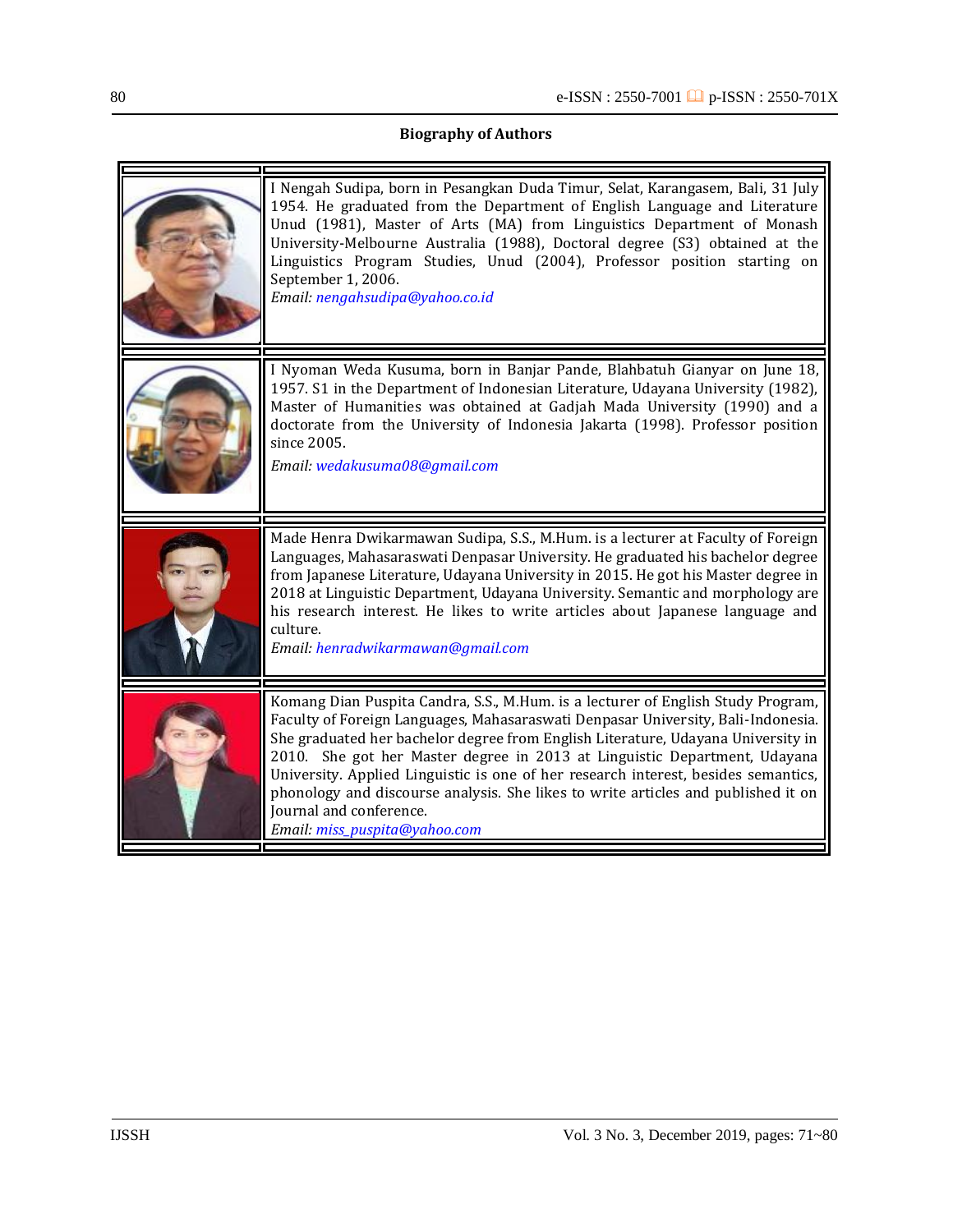**Biography of Authors**

| | |
|---|---|
| | I Nengah Sudipa, born in Pesangkan Duda Timur, Selat, Karangasem, Bali, 31 July 1954. He graduated from the Department of English Language and Literature Unud (1981), Master of Arts (MA) from Linguistics Department of Monash University-Melbourne Australia (1988), Doctoral degree (S3) obtained at the Linguistics Program Studies, Unud (2004), Professor position starting on September 1, 2006. *Email: nengahsudipa@yahoo.co.id* |
| | I Nyoman Weda Kusuma, born in Banjar Pande, Blahbatuh Gianyar on June 18, 1957. S1 in the Department of Indonesian Literature, Udayana University (1982), Master of Humanities was obtained at Gadjah Mada University (1990) and a doctorate from the University of Indonesia Jakarta (1998). Professor position since 2005. *Email: wedakusuma08@gmail.com* |
| | Made Henra Dwikarmawan Sudipa, S.S., M.Hum. is a lecturer at Faculty of Foreign Languages, Mahasaraswati Denpasar University. He graduated his bachelor degree from Japanese Literature, Udayana University in 2015. He got his Master degree in 2018 at Linguistic Department, Udayana University. Semantic and morphology are his research interest. He likes to write articles about Japanese language and culture. *Email: henradwikarmawan@gmail.com* |
| | Komang Dian Puspita Candra, S.S., M.Hum. is a lecturer of English Study Program, Faculty of Foreign Languages, Mahasaraswati Denpasar University, Bali-Indonesia. She graduated her bachelor degree from English Literature, Udayana University in 2010. She got her Master degree in 2013 at Linguistic Department, Udayana University. Applied Linguistic is one of her research interest, besides semantics, phonology and discourse analysis. She likes to write articles and published it on Journal and conference. *Email: miss_puspita@yahoo.com* |